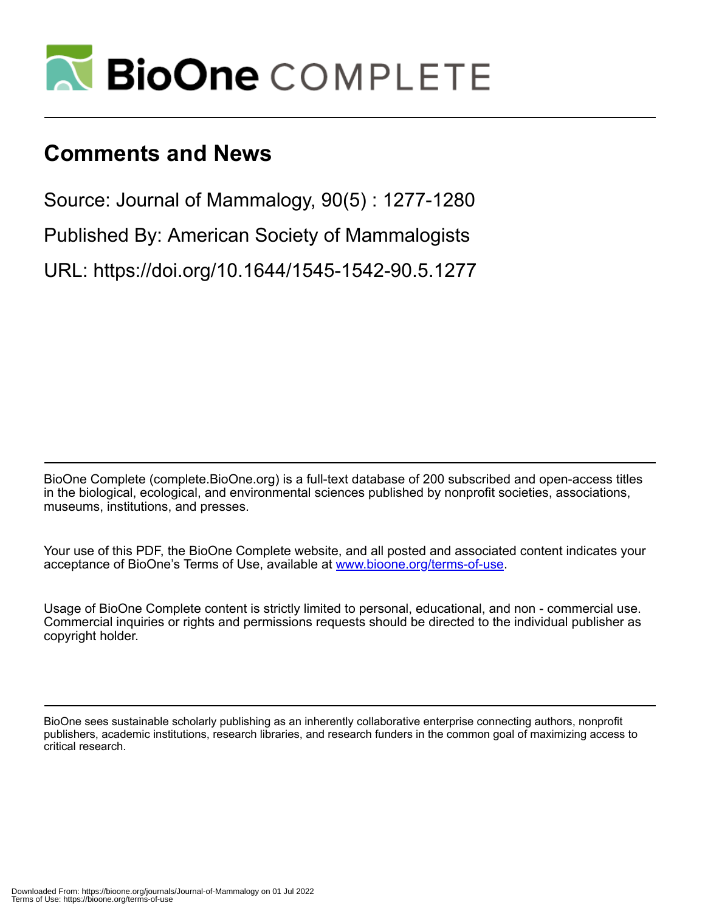# Comments and News

Source: Journal of Mammalogy, 90(5) : 1277-1280

Published By: American Society of Mammalogists

URL: https://doi.org/10.1644/1545-1542-90.5.1277

BioOne Complete (complete.BioOne.org) is a full-text database of 200 subscribed and open-access titles in the biological, ecological, and environmental sciences published by nonprofit societies, associations, museums, institutions, and presses.

Your use of this PDF, the BioOne Complete website, and all posted and associated content indicates your acceptance of BioOne's Terms of Use, available at www.bioone.org/terms-of-use.

Usage of BioOne Complete content is strictly limited to personal, educational, and non - commercial use. Commercial inquiries or rights and permissions requests should be directed to the individual publisher as copyright holder.

BioOne sees sustainable scholarly publishing as an inherently collaborative enterprise connecting authors, nonprofit publishers, academic institutions, research libraries, and research funders in the common goal of maximizing access to critical research.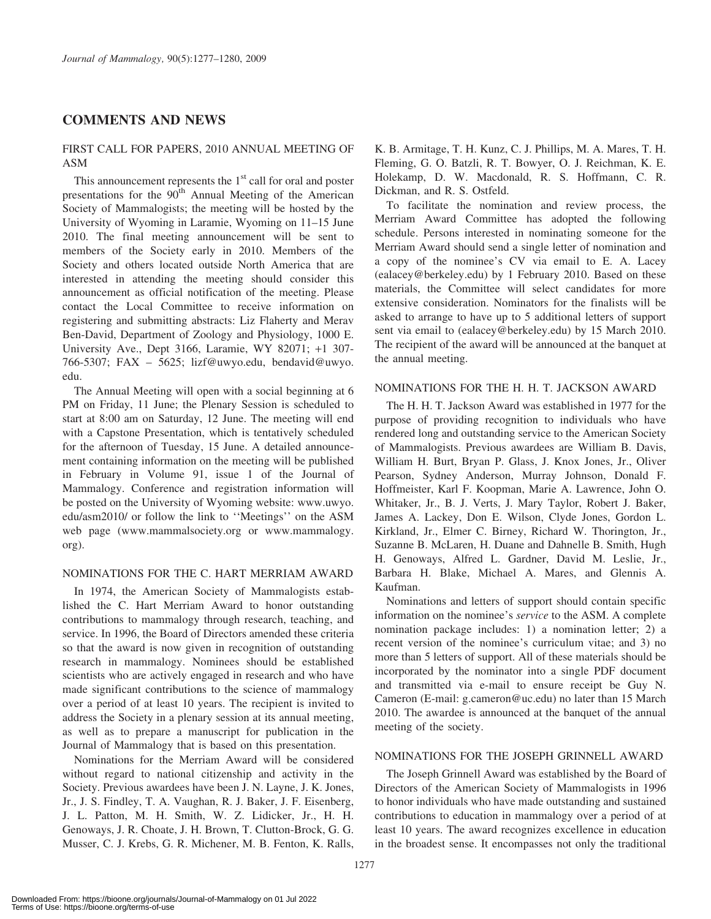## COMMENTS AND NEWS

### FIRST CALL FOR PAPERS, 2010 ANNUAL MEETING OF ASM

This announcement represents the 1st call for oral and poster presentations for the 90th Annual Meeting of the American Society of Mammalogists; the meeting will be hosted by the University of Wyoming in Laramie, Wyoming on 11–15 June 2010. The final meeting announcement will be sent to members of the Society early in 2010. Members of the Society and others located outside North America that are interested in attending the meeting should consider this announcement as official notification of the meeting. Please contact the Local Committee to receive information on registering and submitting abstracts: Liz Flaherty and Merav Ben-David, Department of Zoology and Physiology, 1000 E. University Ave., Dept 3166, Laramie, WY 82071; +1 307-766-5307; FAX – 5625; lizf@uwyo.edu, bendavid@uwyo.edu.

The Annual Meeting will open with a social beginning at 6 PM on Friday, 11 June; the Plenary Session is scheduled to start at 8:00 am on Saturday, 12 June. The meeting will end with a Capstone Presentation, which is tentatively scheduled for the afternoon of Tuesday, 15 June. A detailed announcement containing information on the meeting will be published in February in Volume 91, issue 1 of the Journal of Mammalogy. Conference and registration information will be posted on the University of Wyoming website: www.uwyo.edu/asm2010/ or follow the link to ''Meetings'' on the ASM web page (www.mammalsociety.org or www.mammalogy.org).

### NOMINATIONS FOR THE C. HART MERRIAM AWARD

In 1974, the American Society of Mammalogists established the C. Hart Merriam Award to honor outstanding contributions to mammalogy through research, teaching, and service. In 1996, the Board of Directors amended these criteria so that the award is now given in recognition of outstanding research in mammalogy. Nominees should be established scientists who are actively engaged in research and who have made significant contributions to the science of mammalogy over a period of at least 10 years. The recipient is invited to address the Society in a plenary session at its annual meeting, as well as to prepare a manuscript for publication in the Journal of Mammalogy that is based on this presentation.

Nominations for the Merriam Award will be considered without regard to national citizenship and activity in the Society. Previous awardees have been J. N. Layne, J. K. Jones, Jr., J. S. Findley, T. A. Vaughan, R. J. Baker, J. F. Eisenberg, J. L. Patton, M. H. Smith, W. Z. Lidicker, Jr., H. H. Genoways, J. R. Choate, J. H. Brown, T. Clutton-Brock, G. G. Musser, C. J. Krebs, G. R. Michener, M. B. Fenton, K. Ralls, K. B. Armitage, T. H. Kunz, C. J. Phillips, M. A. Mares, T. H. Fleming, G. O. Batzli, R. T. Bowyer, O. J. Reichman, K. E. Holekamp, D. W. Macdonald, R. S. Hoffmann, C. R. Dickman, and R. S. Ostfeld.

To facilitate the nomination and review process, the Merriam Award Committee has adopted the following schedule. Persons interested in nominating someone for the Merriam Award should send a single letter of nomination and a copy of the nominee's CV via email to E. A. Lacey (ealacey@berkeley.edu) by 1 February 2010. Based on these materials, the Committee will select candidates for more extensive consideration. Nominators for the finalists will be asked to arrange to have up to 5 additional letters of support sent via email to (ealacey@berkeley.edu) by 15 March 2010. The recipient of the award will be announced at the banquet at the annual meeting.

### NOMINATIONS FOR THE H. H. T. JACKSON AWARD

The H. H. T. Jackson Award was established in 1977 for the purpose of providing recognition to individuals who have rendered long and outstanding service to the American Society of Mammalogists. Previous awardees are William B. Davis, William H. Burt, Bryan P. Glass, J. Knox Jones, Jr., Oliver Pearson, Sydney Anderson, Murray Johnson, Donald F. Hoffmeister, Karl F. Koopman, Marie A. Lawrence, John O. Whitaker, Jr., B. J. Verts, J. Mary Taylor, Robert J. Baker, James A. Lackey, Don E. Wilson, Clyde Jones, Gordon L. Kirkland, Jr., Elmer C. Birney, Richard W. Thorington, Jr., Suzanne B. McLaren, H. Duane and Dahnelle B. Smith, Hugh H. Genoways, Alfred L. Gardner, David M. Leslie, Jr., Barbara H. Blake, Michael A. Mares, and Glennis A. Kaufman.

Nominations and letters of support should contain specific information on the nominee's *service* to the ASM. A complete nomination package includes: 1) a nomination letter; 2) a recent version of the nominee's curriculum vitae; and 3) no more than 5 letters of support. All of these materials should be incorporated by the nominator into a single PDF document and transmitted via e-mail to ensure receipt be Guy N. Cameron (E-mail: g.cameron@uc.edu) no later than 15 March 2010. The awardee is announced at the banquet of the annual meeting of the society.

### NOMINATIONS FOR THE JOSEPH GRINNELL AWARD

The Joseph Grinnell Award was established by the Board of Directors of the American Society of Mammalogists in 1996 to honor individuals who have made outstanding and sustained contributions to education in mammalogy over a period of at least 10 years. The award recognizes excellence in education in the broadest sense. It encompasses not only the traditional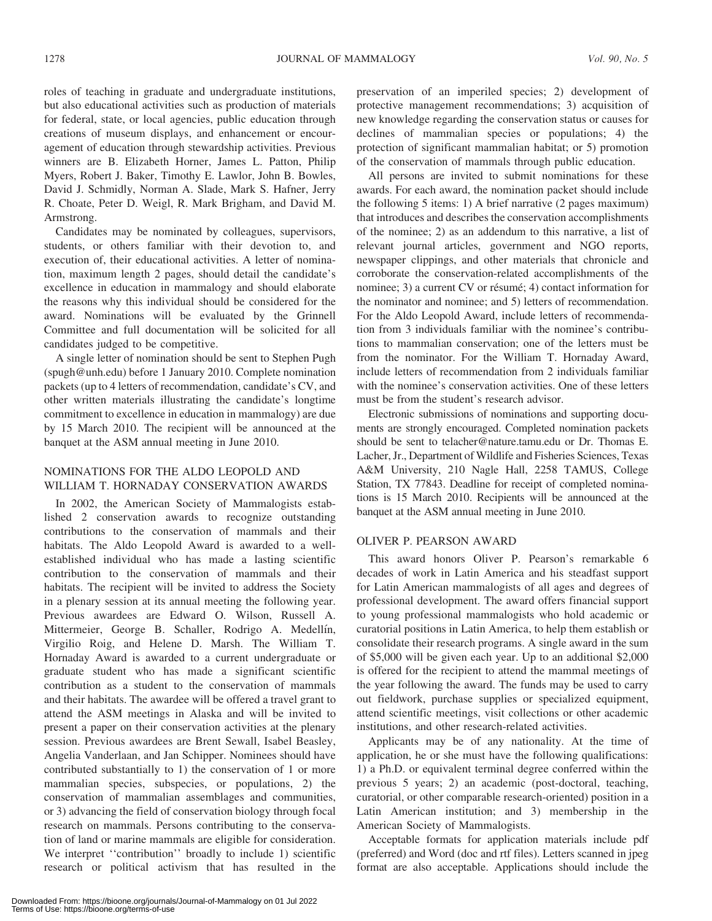roles of teaching in graduate and undergraduate institutions, but also educational activities such as production of materials for federal, state, or local agencies, public education through creations of museum displays, and enhancement or encouragement of education through stewardship activities. Previous winners are B. Elizabeth Horner, James L. Patton, Philip Myers, Robert J. Baker, Timothy E. Lawlor, John B. Bowles, David J. Schmidly, Norman A. Slade, Mark S. Hafner, Jerry R. Choate, Peter D. Weigl, R. Mark Brigham, and David M. Armstrong.

Candidates may be nominated by colleagues, supervisors, students, or others familiar with their devotion to, and execution of, their educational activities. A letter of nomination, maximum length 2 pages, should detail the candidate's excellence in education in mammalogy and should elaborate the reasons why this individual should be considered for the award. Nominations will be evaluated by the Grinnell Committee and full documentation will be solicited for all candidates judged to be competitive.

A single letter of nomination should be sent to Stephen Pugh (spugh@unh.edu) before 1 January 2010. Complete nomination packets (up to 4 letters of recommendation, candidate's CV, and other written materials illustrating the candidate's longtime commitment to excellence in education in mammalogy) are due by 15 March 2010. The recipient will be announced at the banquet at the ASM annual meeting in June 2010.

## NOMINATIONS FOR THE ALDO LEOPOLD AND WILLIAM T. HORNADAY CONSERVATION AWARDS

In 2002, the American Society of Mammalogists established 2 conservation awards to recognize outstanding contributions to the conservation of mammals and their habitats. The Aldo Leopold Award is awarded to a well-established individual who has made a lasting scientific contribution to the conservation of mammals and their habitats. The recipient will be invited to address the Society in a plenary session at its annual meeting the following year. Previous awardees are Edward O. Wilson, Russell A. Mittermeier, George B. Schaller, Rodrigo A. Medellín, Virgilio Roig, and Helene D. Marsh. The William T. Hornaday Award is awarded to a current undergraduate or graduate student who has made a significant scientific contribution as a student to the conservation of mammals and their habitats. The awardee will be offered a travel grant to attend the ASM meetings in Alaska and will be invited to present a paper on their conservation activities at the plenary session. Previous awardees are Brent Sewall, Isabel Beasley, Angelia Vanderlaan, and Jan Schipper. Nominees should have contributed substantially to 1) the conservation of 1 or more mammalian species, subspecies, or populations, 2) the conservation of mammalian assemblages and communities, or 3) advancing the field of conservation biology through focal research on mammals. Persons contributing to the conservation of land or marine mammals are eligible for consideration. We interpret ''contribution'' broadly to include 1) scientific research or political activism that has resulted in the preservation of an imperiled species; 2) development of protective management recommendations; 3) acquisition of new knowledge regarding the conservation status or causes for declines of mammalian species or populations; 4) the protection of significant mammalian habitat; or 5) promotion of the conservation of mammals through public education.

All persons are invited to submit nominations for these awards. For each award, the nomination packet should include the following 5 items: 1) A brief narrative (2 pages maximum) that introduces and describes the conservation accomplishments of the nominee; 2) as an addendum to this narrative, a list of relevant journal articles, government and NGO reports, newspaper clippings, and other materials that chronicle and corroborate the conservation-related accomplishments of the nominee; 3) a current CV or résumé; 4) contact information for the nominator and nominee; and 5) letters of recommendation. For the Aldo Leopold Award, include letters of recommendation from 3 individuals familiar with the nominee's contributions to mammalian conservation; one of the letters must be from the nominator. For the William T. Hornaday Award, include letters of recommendation from 2 individuals familiar with the nominee's conservation activities. One of these letters must be from the student's research advisor.

Electronic submissions of nominations and supporting documents are strongly encouraged. Completed nomination packets should be sent to telacher@nature.tamu.edu or Dr. Thomas E. Lacher, Jr., Department of Wildlife and Fisheries Sciences, Texas A&M University, 210 Nagle Hall, 2258 TAMUS, College Station, TX 77843. Deadline for receipt of completed nominations is 15 March 2010. Recipients will be announced at the banquet at the ASM annual meeting in June 2010.

## OLIVER P. PEARSON AWARD

This award honors Oliver P. Pearson's remarkable 6 decades of work in Latin America and his steadfast support for Latin American mammalogists of all ages and degrees of professional development. The award offers financial support to young professional mammalogists who hold academic or curatorial positions in Latin America, to help them establish or consolidate their research programs. A single award in the sum of $5,000 will be given each year. Up to an additional $2,000 is offered for the recipient to attend the mammal meetings of the year following the award. The funds may be used to carry out fieldwork, purchase supplies or specialized equipment, attend scientific meetings, visit collections or other academic institutions, and other research-related activities.

Applicants may be of any nationality. At the time of application, he or she must have the following qualifications: 1) a Ph.D. or equivalent terminal degree conferred within the previous 5 years; 2) an academic (post-doctoral, teaching, curatorial, or other comparable research-oriented) position in a Latin American institution; and 3) membership in the American Society of Mammalogists.

Acceptable formats for application materials include pdf (preferred) and Word (doc and rtf files). Letters scanned in jpeg format are also acceptable. Applications should include the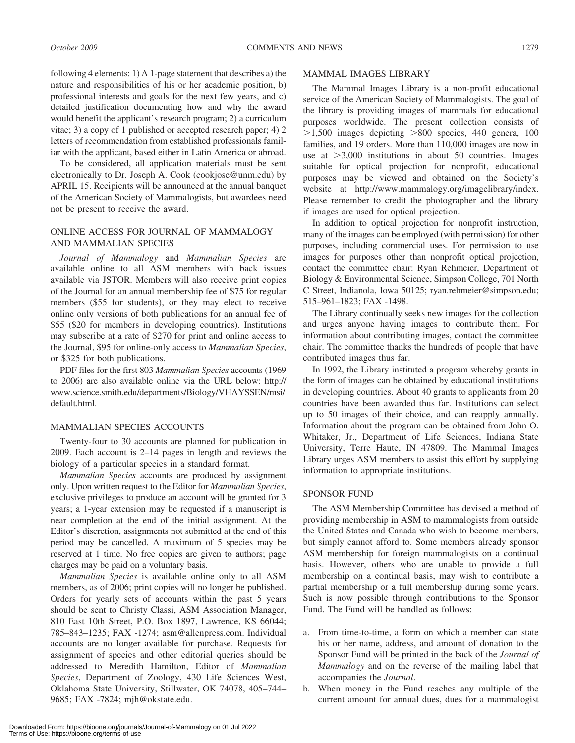following 4 elements: 1) A 1-page statement that describes a) the nature and responsibilities of his or her academic position, b) professional interests and goals for the next few years, and c) detailed justification documenting how and why the award would benefit the applicant's research program; 2) a curriculum vitae; 3) a copy of 1 published or accepted research paper; 4) 2 letters of recommendation from established professionals familiar with the applicant, based either in Latin America or abroad.

To be considered, all application materials must be sent electronically to Dr. Joseph A. Cook (cookjose@unm.edu) by APRIL 15. Recipients will be announced at the annual banquet of the American Society of Mammalogists, but awardees need not be present to receive the award.

## ONLINE ACCESS FOR JOURNAL OF MAMMALOGY AND MAMMALIAN SPECIES

*Journal of Mammalogy* and *Mammalian Species* are available online to all ASM members with back issues available via JSTOR. Members will also receive print copies of the Journal for an annual membership fee of $75 for regular members ($55 for students), or they may elect to receive online only versions of both publications for an annual fee of $55 ($20 for members in developing countries). Institutions may subscribe at a rate of $270 for print and online access to the Journal, $95 for online-only access to *Mammalian Species*, or $325 for both publications.

PDF files for the first 803 *Mammalian Species* accounts (1969 to 2006) are also available online via the URL below: http://www.science.smith.edu/departments/Biology/VHAYSSEN/msi/default.html.

## MAMMALIAN SPECIES ACCOUNTS

Twenty-four to 30 accounts are planned for publication in 2009. Each account is 2–14 pages in length and reviews the biology of a particular species in a standard format.

*Mammalian Species* accounts are produced by assignment only. Upon written request to the Editor for *Mammalian Species*, exclusive privileges to produce an account will be granted for 3 years; a 1-year extension may be requested if a manuscript is near completion at the end of the initial assignment. At the Editor's discretion, assignments not submitted at the end of this period may be cancelled. A maximum of 5 species may be reserved at 1 time. No free copies are given to authors; page charges may be paid on a voluntary basis.

*Mammalian Species* is available online only to all ASM members, as of 2006; print copies will no longer be published. Orders for yearly sets of accounts within the past 5 years should be sent to Christy Classi, ASM Association Manager, 810 East 10th Street, P.O. Box 1897, Lawrence, KS 66044; 785–843–1235; FAX -1274; asm@allenpress.com. Individual accounts are no longer available for purchase. Requests for assignment of species and other editorial queries should be addressed to Meredith Hamilton, Editor of *Mammalian Species*, Department of Zoology, 430 Life Sciences West, Oklahoma State University, Stillwater, OK 74078, 405–744–9685; FAX -7824; mjh@okstate.edu.

## MAMMAL IMAGES LIBRARY

The Mammal Images Library is a non-profit educational service of the American Society of Mammalogists. The goal of the library is providing images of mammals for educational purposes worldwide. The present collection consists of >1,500 images depicting >800 species, 440 genera, 100 families, and 19 orders. More than 110,000 images are now in use at >3,000 institutions in about 50 countries. Images suitable for optical projection for nonprofit, educational purposes may be viewed and obtained on the Society's website at http://www.mammalogy.org/imagelibrary/index. Please remember to credit the photographer and the library if images are used for optical projection.

In addition to optical projection for nonprofit instruction, many of the images can be employed (with permission) for other purposes, including commercial uses. For permission to use images for purposes other than nonprofit optical projection, contact the committee chair: Ryan Rehmeier, Department of Biology & Environmental Science, Simpson College, 701 North C Street, Indianola, Iowa 50125; ryan.rehmeier@simpson.edu; 515–961–1823; FAX -1498.

The Library continually seeks new images for the collection and urges anyone having images to contribute them. For information about contributing images, contact the committee chair. The committee thanks the hundreds of people that have contributed images thus far.

In 1992, the Library instituted a program whereby grants in the form of images can be obtained by educational institutions in developing countries. About 40 grants to applicants from 20 countries have been awarded thus far. Institutions can select up to 50 images of their choice, and can reapply annually. Information about the program can be obtained from John O. Whitaker, Jr., Department of Life Sciences, Indiana State University, Terre Haute, IN 47809. The Mammal Images Library urges ASM members to assist this effort by supplying information to appropriate institutions.

## SPONSOR FUND

The ASM Membership Committee has devised a method of providing membership in ASM to mammalogists from outside the United States and Canada who wish to become members, but simply cannot afford to. Some members already sponsor ASM membership for foreign mammalogists on a continual basis. However, others who are unable to provide a full membership on a continual basis, may wish to contribute a partial membership or a full membership during some years. Such is now possible through contributions to the Sponsor Fund. The Fund will be handled as follows:

a. From time-to-time, a form on which a member can state his or her name, address, and amount of donation to the Sponsor Fund will be printed in the back of the *Journal of Mammalogy* and on the reverse of the mailing label that accompanies the *Journal*.
b. When money in the Fund reaches any multiple of the current amount for annual dues, dues for a mammalogist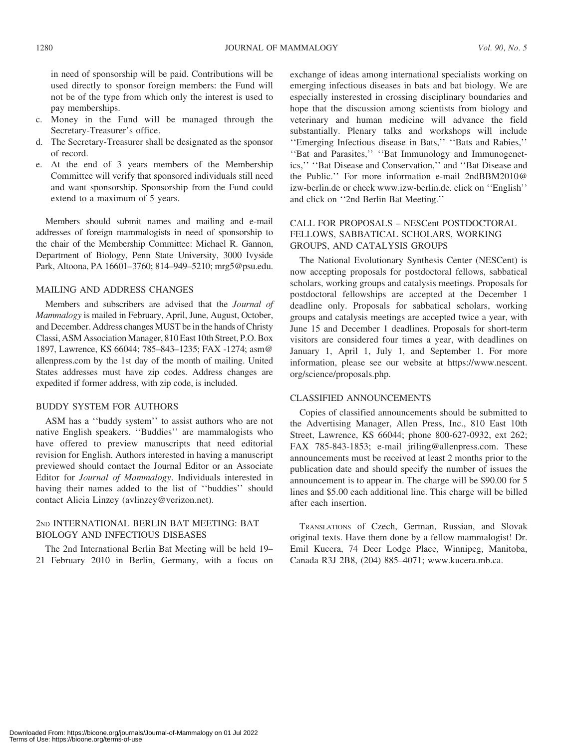in need of sponsorship will be paid. Contributions will be used directly to sponsor foreign members: the Fund will not be of the type from which only the interest is used to pay memberships.

c. Money in the Fund will be managed through the Secretary-Treasurer's office.
d. The Secretary-Treasurer shall be designated as the sponsor of record.
e. At the end of 3 years members of the Membership Committee will verify that sponsored individuals still need and want sponsorship. Sponsorship from the Fund could extend to a maximum of 5 years.

Members should submit names and mailing and e-mail addresses of foreign mammalogists in need of sponsorship to the chair of the Membership Committee: Michael R. Gannon, Department of Biology, Penn State University, 3000 Ivyside Park, Altoona, PA 16601–3760; 814–949–5210; mrg5@psu.edu.

## MAILING AND ADDRESS CHANGES

Members and subscribers are advised that the *Journal of Mammalogy* is mailed in February, April, June, August, October, and December. Address changes MUST be in the hands of Christy Classi, ASM Association Manager, 810 East 10th Street, P.O. Box 1897, Lawrence, KS 66044; 785–843–1235; FAX -1274; asm@allenpress.com by the 1st day of the month of mailing. United States addresses must have zip codes. Address changes are expedited if former address, with zip code, is included.

## BUDDY SYSTEM FOR AUTHORS

ASM has a ''buddy system'' to assist authors who are not native English speakers. ''Buddies'' are mammalogists who have offered to preview manuscripts that need editorial revision for English. Authors interested in having a manuscript previewed should contact the Journal Editor or an Associate Editor for *Journal of Mammalogy*. Individuals interested in having their names added to the list of ''buddies'' should contact Alicia Linzey (avlinzey@verizon.net).

## 2ND INTERNATIONAL BERLIN BAT MEETING: BAT BIOLOGY AND INFECTIOUS DISEASES

The 2nd International Berlin Bat Meeting will be held 19–21 February 2010 in Berlin, Germany, with a focus on exchange of ideas among international specialists working on emerging infectious diseases in bats and bat biology. We are especially insterested in crossing disciplinary boundaries and hope that the discussion among scientists from biology and veterinary and human medicine will advance the field substantially. Plenary talks and workshops will include ''Emerging Infectious disease in Bats,'' ''Bats and Rabies,'' ''Bat and Parasites,'' ''Bat Immunology and Immunogenetics,'' ''Bat Disease and Conservation,'' and ''Bat Disease and the Public.'' For more information e-mail 2ndBBM2010@izw-berlin.de or check www.izw-berlin.de. click on ''English'' and click on ''2nd Berlin Bat Meeting.''

## CALL FOR PROPOSALS – NESCent POSTDOCTORAL FELLOWS, SABBATICAL SCHOLARS, WORKING GROUPS, AND CATALYSIS GROUPS

The National Evolutionary Synthesis Center (NESCent) is now accepting proposals for postdoctoral fellows, sabbatical scholars, working groups and catalysis meetings. Proposals for postdoctoral fellowships are accepted at the December 1 deadline only. Proposals for sabbatical scholars, working groups and catalysis meetings are accepted twice a year, with June 15 and December 1 deadlines. Proposals for short-term visitors are considered four times a year, with deadlines on January 1, April 1, July 1, and September 1. For more information, please see our website at https://www.nescent.org/science/proposals.php.

## CLASSIFIED ANNOUNCEMENTS

Copies of classified announcements should be submitted to the Advertising Manager, Allen Press, Inc., 810 East 10th Street, Lawrence, KS 66044; phone 800-627-0932, ext 262; FAX 785-843-1853; e-mail jriling@allenpress.com. These announcements must be received at least 2 months prior to the publication date and should specify the number of issues the announcement is to appear in. The charge will be $90.00 for 5 lines and $5.00 each additional line. This charge will be billed after each insertion.

TRANSLATIONS of Czech, German, Russian, and Slovak original texts. Have them done by a fellow mammalogist! Dr. Emil Kucera, 74 Deer Lodge Place, Winnipeg, Manitoba, Canada R3J 2B8, (204) 885–4071; www.kucera.mb.ca.